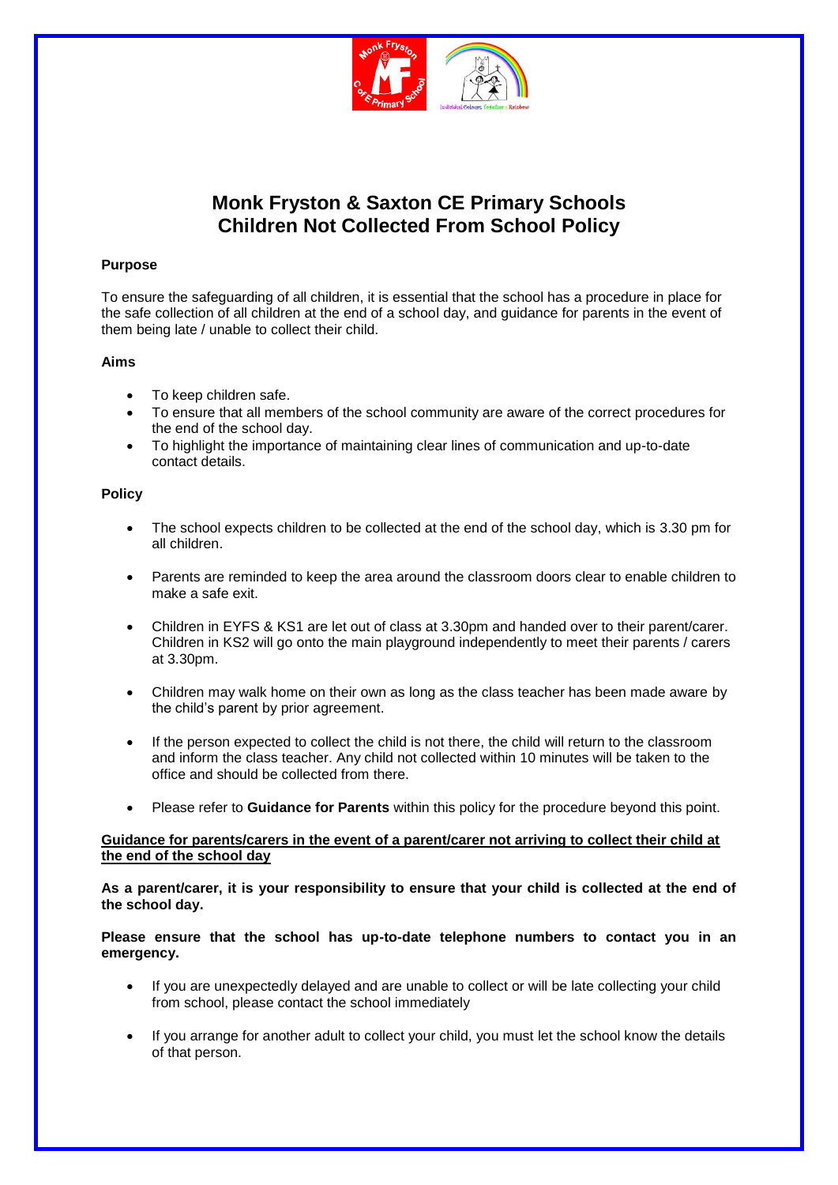# Monk Fryston & Saxton CE Primary Schools
# Children Not Collected From School Policy

**Purpose**

To ensure the safeguarding of all children, it is essential that the school has a procedure in place for the safe collection of all children at the end of a school day, and guidance for parents in the event of them being late / unable to collect their child.

**Aims**

- To keep children safe.
- To ensure that all members of the school community are aware of the correct procedures for the end of the school day.
- To highlight the importance of maintaining clear lines of communication and up-to-date contact details.

**Policy**

- The school expects children to be collected at the end of the school day, which is 3.30 pm for all children.
- Parents are reminded to keep the area around the classroom doors clear to enable children to make a safe exit.
- Children in EYFS & KS1 are let out of class at 3.30pm and handed over to their parent/carer. Children in KS2 will go onto the main playground independently to meet their parents / carers at 3.30pm.
- Children may walk home on their own as long as the class teacher has been made aware by the child's parent by prior agreement.
- If the person expected to collect the child is not there, the child will return to the classroom and inform the class teacher. Any child not collected within 10 minutes will be taken to the office and should be collected from there.
- Please refer to **Guidance for Parents** within this policy for the procedure beyond this point.

**<u>Guidance for parents/carers in the event of a parent/carer not arriving to collect their child at the end of the school day</u>**

**As a parent/carer, it is your responsibility to ensure that your child is collected at the end of the school day.**

**Please ensure that the school has up-to-date telephone numbers to contact you in an emergency.**

- If you are unexpectedly delayed and are unable to collect or will be late collecting your child from school, please contact the school immediately
- If you arrange for another adult to collect your child, you must let the school know the details of that person.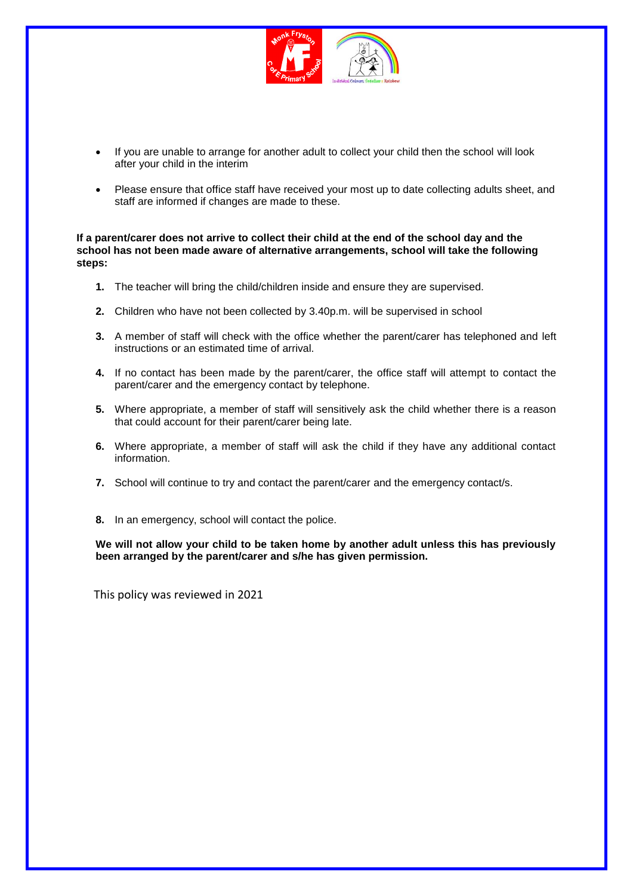- If you are unable to arrange for another adult to collect your child then the school will look after your child in the interim

- Please ensure that office staff have received your most up to date collecting adults sheet, and staff are informed if changes are made to these.

**If a parent/carer does not arrive to collect their child at the end of the school day and the school has not been made aware of alternative arrangements, school will take the following steps:**

1. The teacher will bring the child/children inside and ensure they are supervised.

2. Children who have not been collected by 3.40p.m. will be supervised in school

3. A member of staff will check with the office whether the parent/carer has telephoned and left instructions or an estimated time of arrival.

4. If no contact has been made by the parent/carer, the office staff will attempt to contact the parent/carer and the emergency contact by telephone.

5. Where appropriate, a member of staff will sensitively ask the child whether there is a reason that could account for their parent/carer being late.

6. Where appropriate, a member of staff will ask the child if they have any additional contact information.

7. School will continue to try and contact the parent/carer and the emergency contact/s.

8. In an emergency, school will contact the police.

**We will not allow your child to be taken home by another adult unless this has previously been arranged by the parent/carer and s/he has given permission.**

This policy was reviewed in 2021